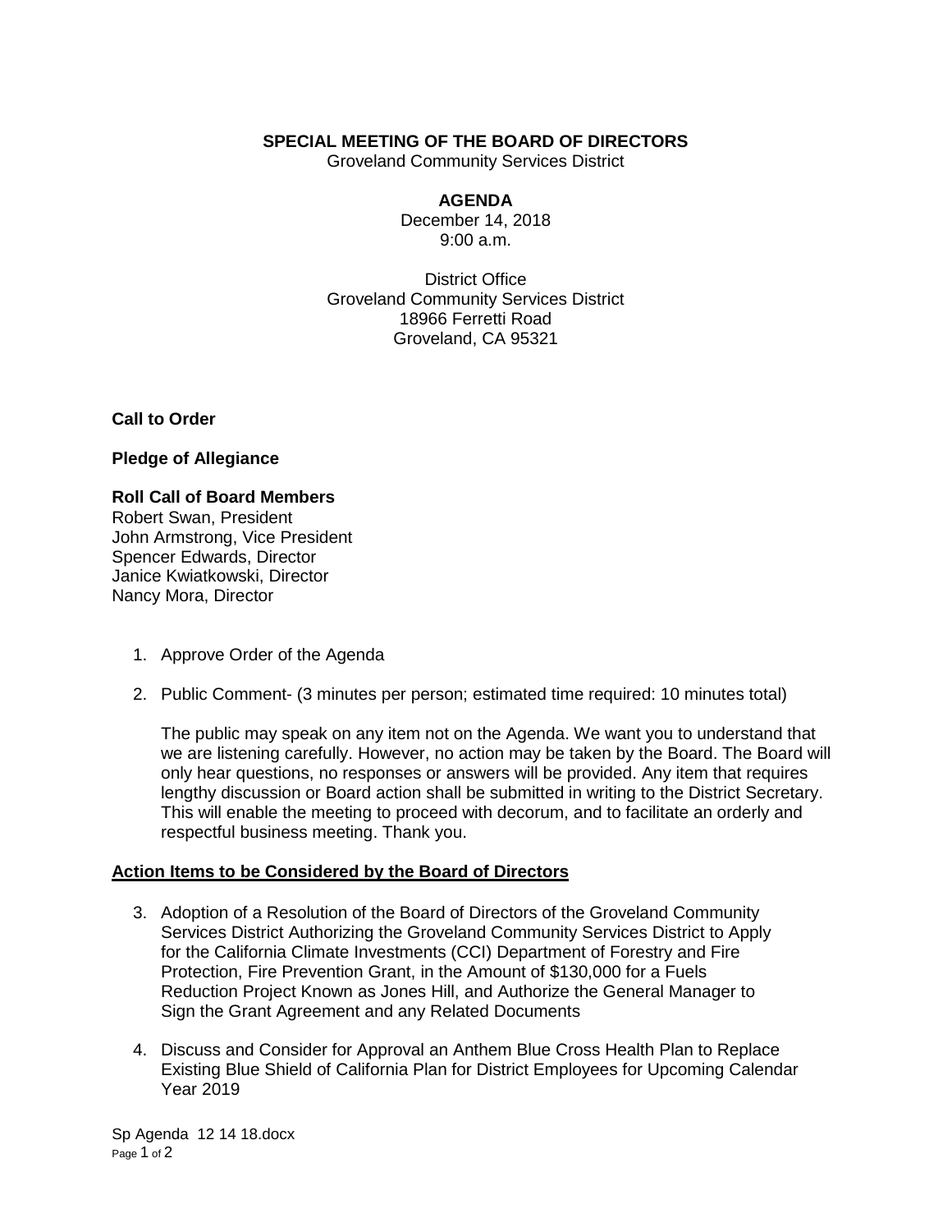**SPECIAL MEETING OF THE BOARD OF DIRECTORS**
Groveland Community Services District

**AGENDA**
December 14, 2018
9:00 a.m.

District Office
Groveland Community Services District
18966 Ferretti Road
Groveland, CA 95321

**Call to Order**

**Pledge of Allegiance**

**Roll Call of Board Members**
Robert Swan, President
John Armstrong, Vice President
Spencer Edwards, Director
Janice Kwiatkowski, Director
Nancy Mora, Director

1. Approve Order of the Agenda

2. Public Comment- (3 minutes per person; estimated time required: 10 minutes total)

   The public may speak on any item not on the Agenda. We want you to understand that we are listening carefully. However, no action may be taken by the Board. The Board will only hear questions, no responses or answers will be provided. Any item that requires lengthy discussion or Board action shall be submitted in writing to the District Secretary. This will enable the meeting to proceed with decorum, and to facilitate an orderly and respectful business meeting. Thank you.

**<u>Action Items to be Considered by the Board of Directors</u>**

3. Adoption of a Resolution of the Board of Directors of the Groveland Community Services District Authorizing the Groveland Community Services District to Apply for the California Climate Investments (CCI) Department of Forestry and Fire Protection, Fire Prevention Grant, in the Amount of $130,000 for a Fuels Reduction Project Known as Jones Hill, and Authorize the General Manager to Sign the Grant Agreement and any Related Documents

4. Discuss and Consider for Approval an Anthem Blue Cross Health Plan to Replace Existing Blue Shield of California Plan for District Employees for Upcoming Calendar Year 2019

Sp Agenda 12 14 18.docx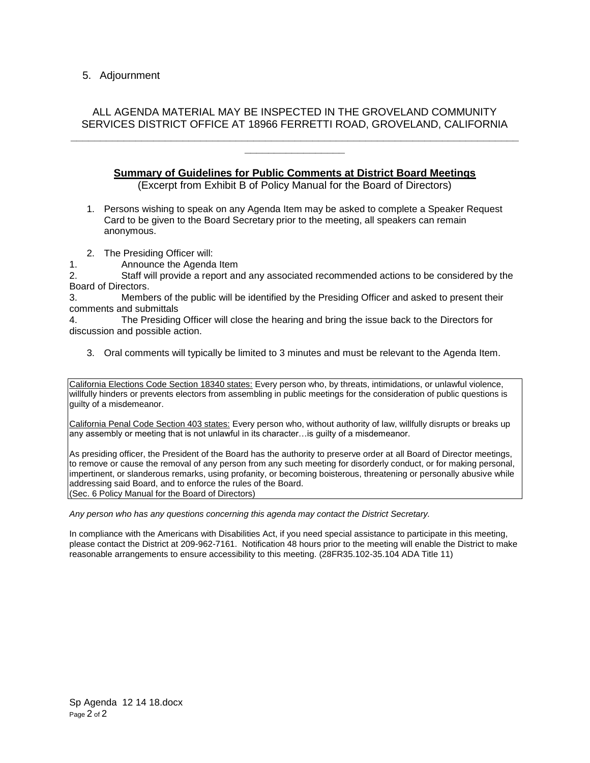5. Adjournment

ALL AGENDA MATERIAL MAY BE INSPECTED IN THE GROVELAND COMMUNITY SERVICES DISTRICT OFFICE AT 18966 FERRETTI ROAD, GROVELAND, CALIFORNIA

---

**Summary of Guidelines for Public Comments at District Board Meetings**

(Excerpt from Exhibit B of Policy Manual for the Board of Directors)

1. Persons wishing to speak on any Agenda Item may be asked to complete a Speaker Request Card to be given to the Board Secretary prior to the meeting, all speakers can remain anonymous.

2. The Presiding Officer will:

1. Announce the Agenda Item
2. Staff will provide a report and any associated recommended actions to be considered by the Board of Directors.
3. Members of the public will be identified by the Presiding Officer and asked to present their comments and submittals
4. The Presiding Officer will close the hearing and bring the issue back to the Directors for discussion and possible action.

3. Oral comments will typically be limited to 3 minutes and must be relevant to the Agenda Item.

California Elections Code Section 18340 states: Every person who, by threats, intimidations, or unlawful violence, willfully hinders or prevents electors from assembling in public meetings for the consideration of public questions is guilty of a misdemeanor.

California Penal Code Section 403 states: Every person who, without authority of law, willfully disrupts or breaks up any assembly or meeting that is not unlawful in its character…is guilty of a misdemeanor.

As presiding officer, the President of the Board has the authority to preserve order at all Board of Director meetings, to remove or cause the removal of any person from any such meeting for disorderly conduct, or for making personal, impertinent, or slanderous remarks, using profanity, or becoming boisterous, threatening or personally abusive while addressing said Board, and to enforce the rules of the Board.
(Sec. 6 Policy Manual for the Board of Directors)

*Any person who has any questions concerning this agenda may contact the District Secretary.*

In compliance with the Americans with Disabilities Act, if you need special assistance to participate in this meeting, please contact the District at 209-962-7161. Notification 48 hours prior to the meeting will enable the District to make reasonable arrangements to ensure accessibility to this meeting. (28FR35.102-35.104 ADA Title 11)

Sp Agenda 12 14 18.docx